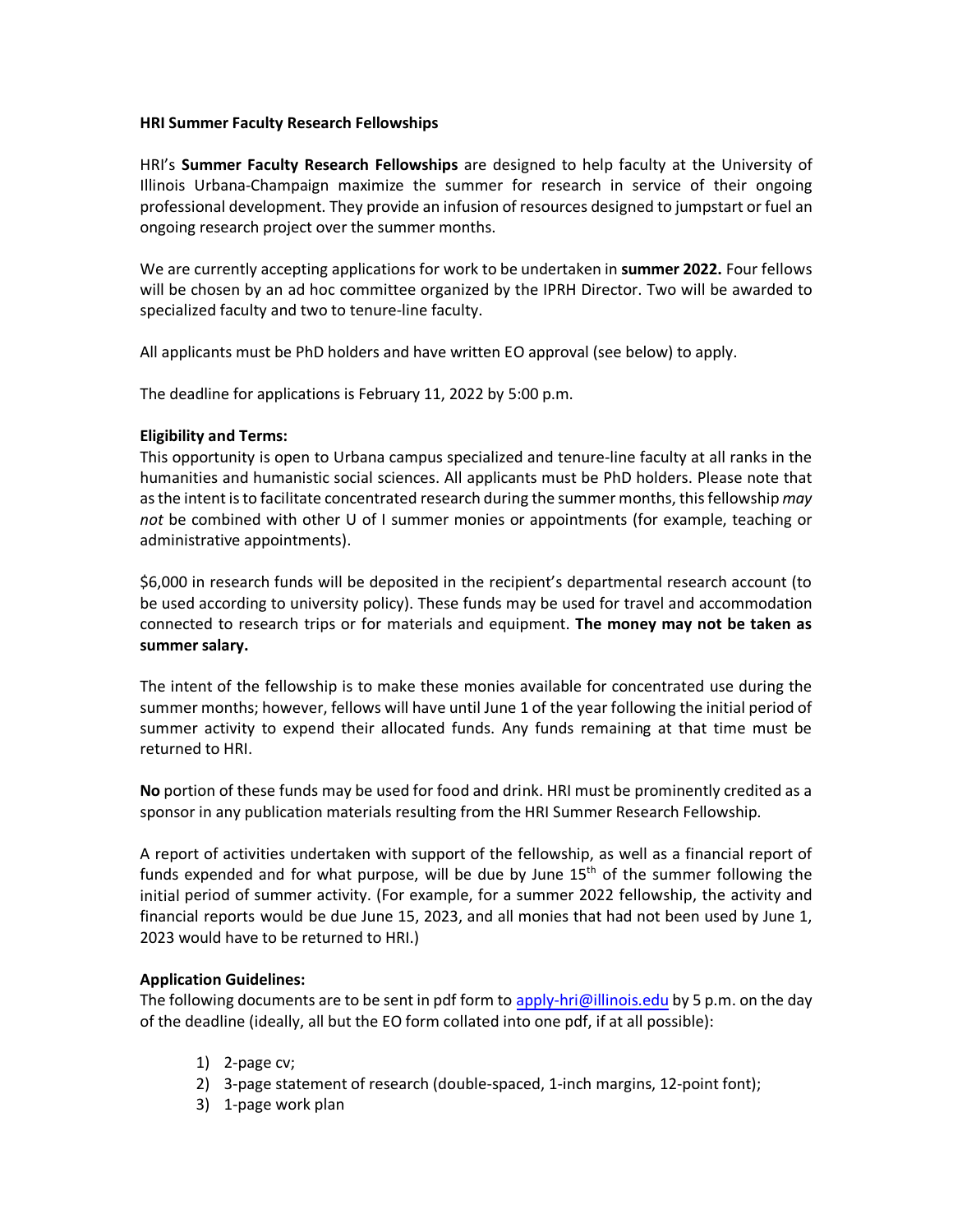**HRI Summer Faculty Research Fellowships**

HRI's **Summer Faculty Research Fellowships** are designed to help faculty at the University of Illinois Urbana-Champaign maximize the summer for research in service of their ongoing professional development. They provide an infusion of resources designed to jumpstart or fuel an ongoing research project over the summer months.

We are currently accepting applications for work to be undertaken in **summer 2022.** Four fellows will be chosen by an ad hoc committee organized by the IPRH Director. Two will be awarded to specialized faculty and two to tenure-line faculty.

All applicants must be PhD holders and have written EO approval (see below) to apply.

The deadline for applications is February 11, 2022 by 5:00 p.m.

**Eligibility and Terms:**
This opportunity is open to Urbana campus specialized and tenure-line faculty at all ranks in the humanities and humanistic social sciences. All applicants must be PhD holders. Please note that as the intent is to facilitate concentrated research during the summer months, this fellowship *may not* be combined with other U of I summer monies or appointments (for example, teaching or administrative appointments).

$6,000 in research funds will be deposited in the recipient's departmental research account (to be used according to university policy). These funds may be used for travel and accommodation connected to research trips or for materials and equipment. **The money may not be taken as summer salary.**

The intent of the fellowship is to make these monies available for concentrated use during the summer months; however, fellows will have until June 1 of the year following the initial period of summer activity to expend their allocated funds. Any funds remaining at that time must be returned to HRI.

**No** portion of these funds may be used for food and drink. HRI must be prominently credited as a sponsor in any publication materials resulting from the HRI Summer Research Fellowship.

A report of activities undertaken with support of the fellowship, as well as a financial report of funds expended and for what purpose, will be due by June 15th of the summer following the initial period of summer activity. (For example, for a summer 2022 fellowship, the activity and financial reports would be due June 15, 2023, and all monies that had not been used by June 1, 2023 would have to be returned to HRI.)

**Application Guidelines:**
The following documents are to be sent in pdf form to apply-hri@illinois.edu by 5 p.m. on the day of the deadline (ideally, all but the EO form collated into one pdf, if at all possible):

1) 2-page cv;
2) 3-page statement of research (double-spaced, 1-inch margins, 12-point font);
3) 1-page work plan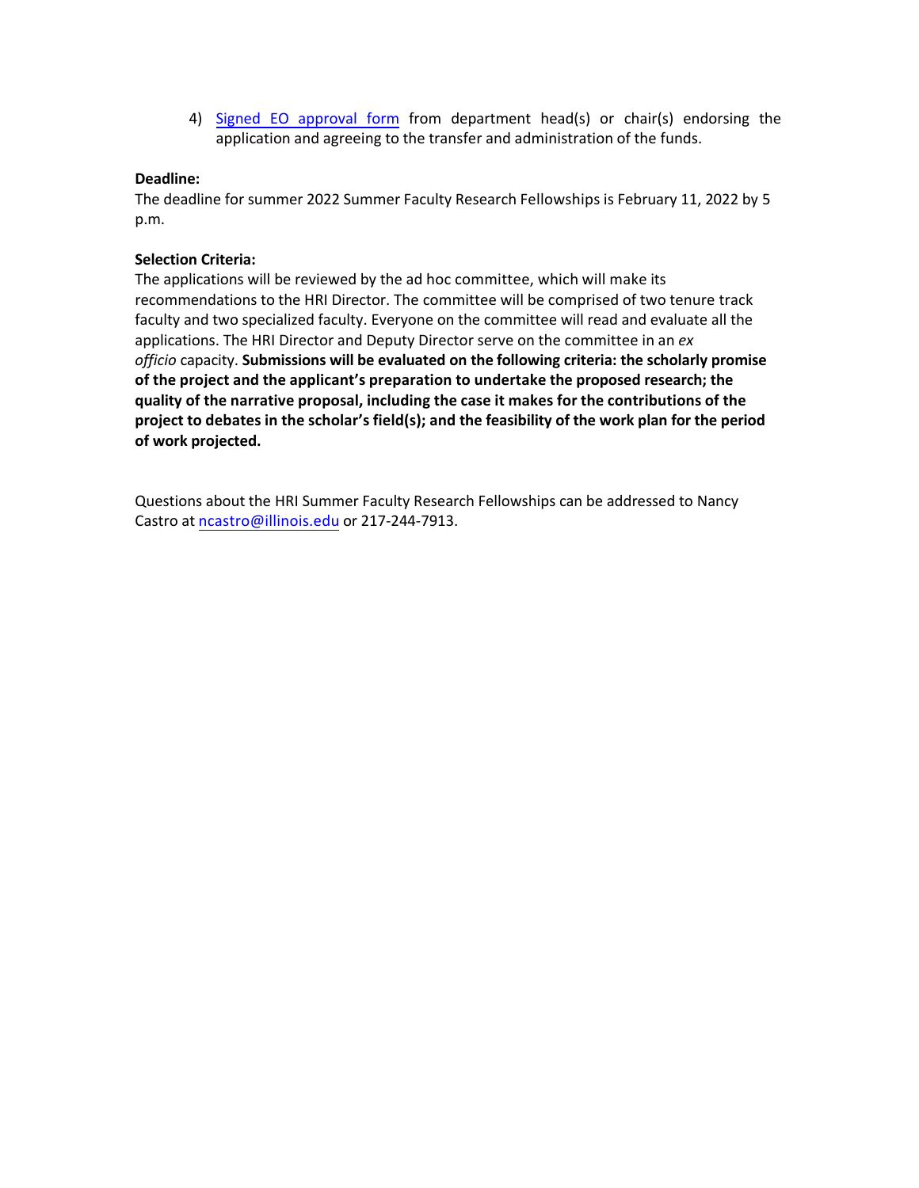4) [Signed EO approval form](#) from department head(s) or chair(s) endorsing the application and agreeing to the transfer and administration of the funds.

**Deadline:**

The deadline for summer 2022 Summer Faculty Research Fellowships is February 11, 2022 by 5 p.m.

**Selection Criteria:**

The applications will be reviewed by the ad hoc committee, which will make its recommendations to the HRI Director. The committee will be comprised of two tenure track faculty and two specialized faculty. Everyone on the committee will read and evaluate all the applications. The HRI Director and Deputy Director serve on the committee in an *ex officio* capacity. **Submissions will be evaluated on the following criteria: the scholarly promise of the project and the applicant's preparation to undertake the proposed research; the quality of the narrative proposal, including the case it makes for the contributions of the project to debates in the scholar's field(s); and the feasibility of the work plan for the period of work projected.**

Questions about the HRI Summer Faculty Research Fellowships can be addressed to Nancy Castro at ncastro@illinois.edu or 217-244-7913.